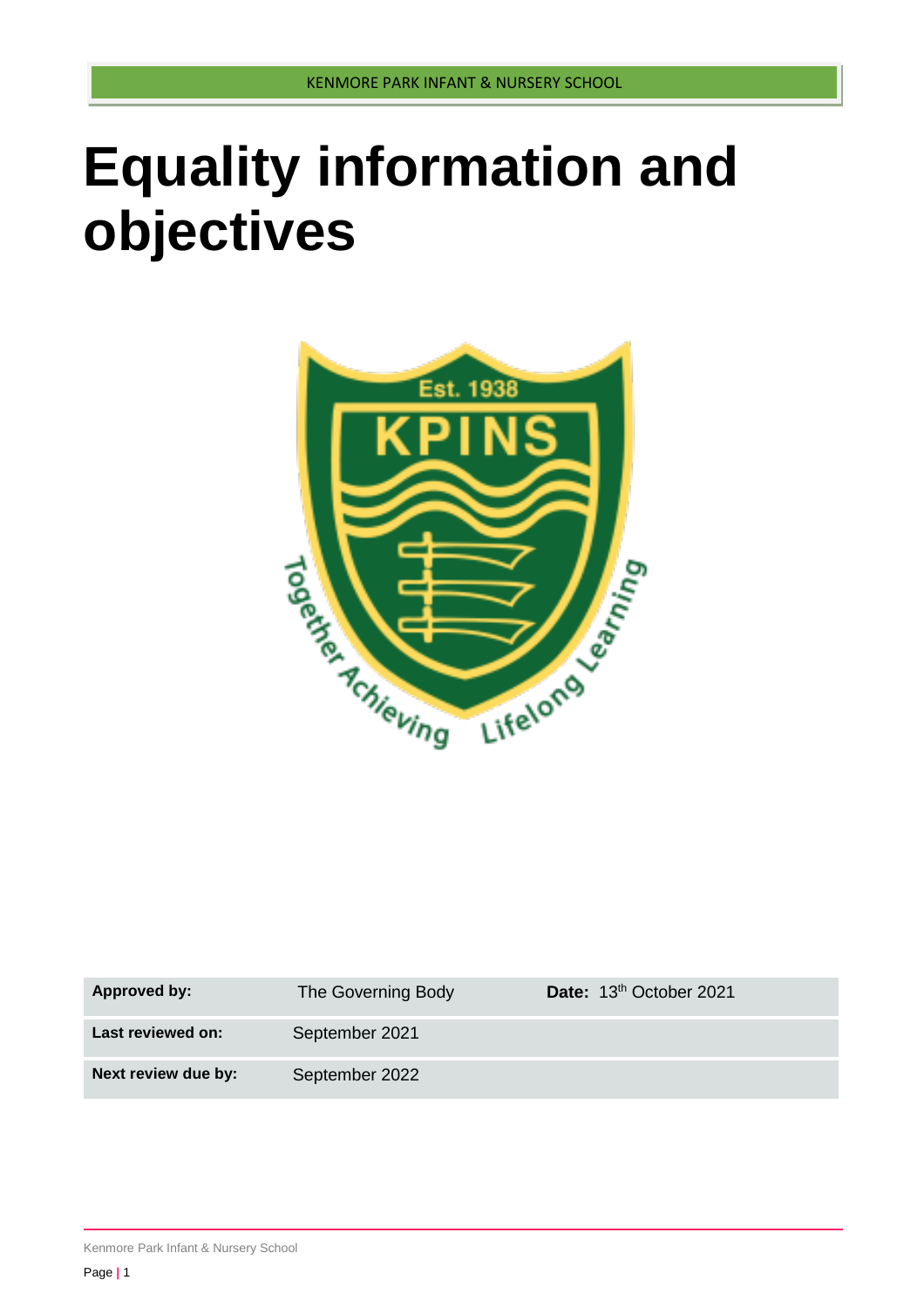# Equality information and objectives

| Approved by: | The Governing Body | Date: 13th October 2021 |
| --- | --- | --- |
| Last reviewed on: | September 2021 | |
| Next review due by: | September 2022 | |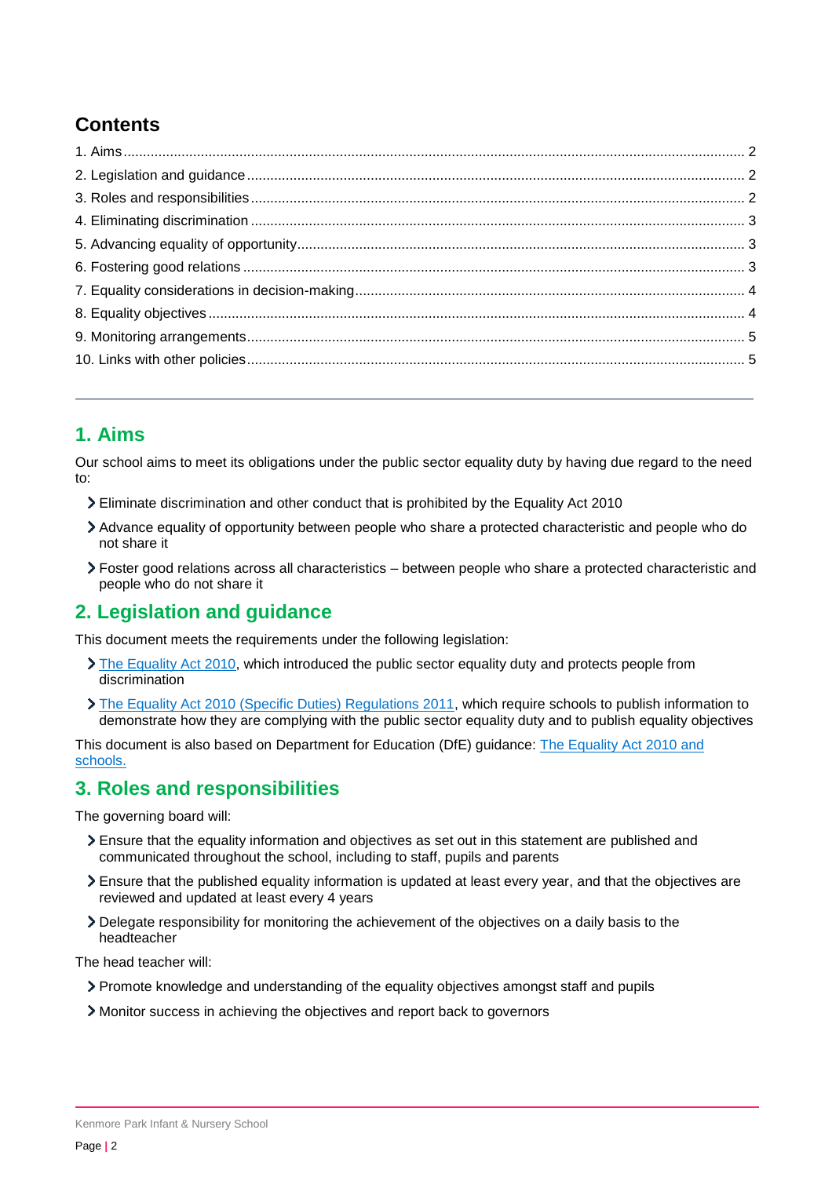## Contents

1. Aims ........ 2
2. Legislation and guidance ........ 2
3. Roles and responsibilities ........ 2
4. Eliminating discrimination ........ 3
5. Advancing equality of opportunity ........ 3
6. Fostering good relations ........ 3
7. Equality considerations in decision-making ........ 4
8. Equality objectives ........ 4
9. Monitoring arrangements ........ 5
10. Links with other policies ........ 5

---

## 1. Aims

Our school aims to meet its obligations under the public sector equality duty by having due regard to the need to:

- Eliminate discrimination and other conduct that is prohibited by the Equality Act 2010
- Advance equality of opportunity between people who share a protected characteristic and people who do not share it
- Foster good relations across all characteristics – between people who share a protected characteristic and people who do not share it

## 2. Legislation and guidance

This document meets the requirements under the following legislation:

- The Equality Act 2010, which introduced the public sector equality duty and protects people from discrimination
- The Equality Act 2010 (Specific Duties) Regulations 2011, which require schools to publish information to demonstrate how they are complying with the public sector equality duty and to publish equality objectives

This document is also based on Department for Education (DfE) guidance: The Equality Act 2010 and schools.

## 3. Roles and responsibilities

The governing board will:

- Ensure that the equality information and objectives as set out in this statement are published and communicated throughout the school, including to staff, pupils and parents
- Ensure that the published equality information is updated at least every year, and that the objectives are reviewed and updated at least every 4 years
- Delegate responsibility for monitoring the achievement of the objectives on a daily basis to the headteacher

The head teacher will:

- Promote knowledge and understanding of the equality objectives amongst staff and pupils
- Monitor success in achieving the objectives and report back to governors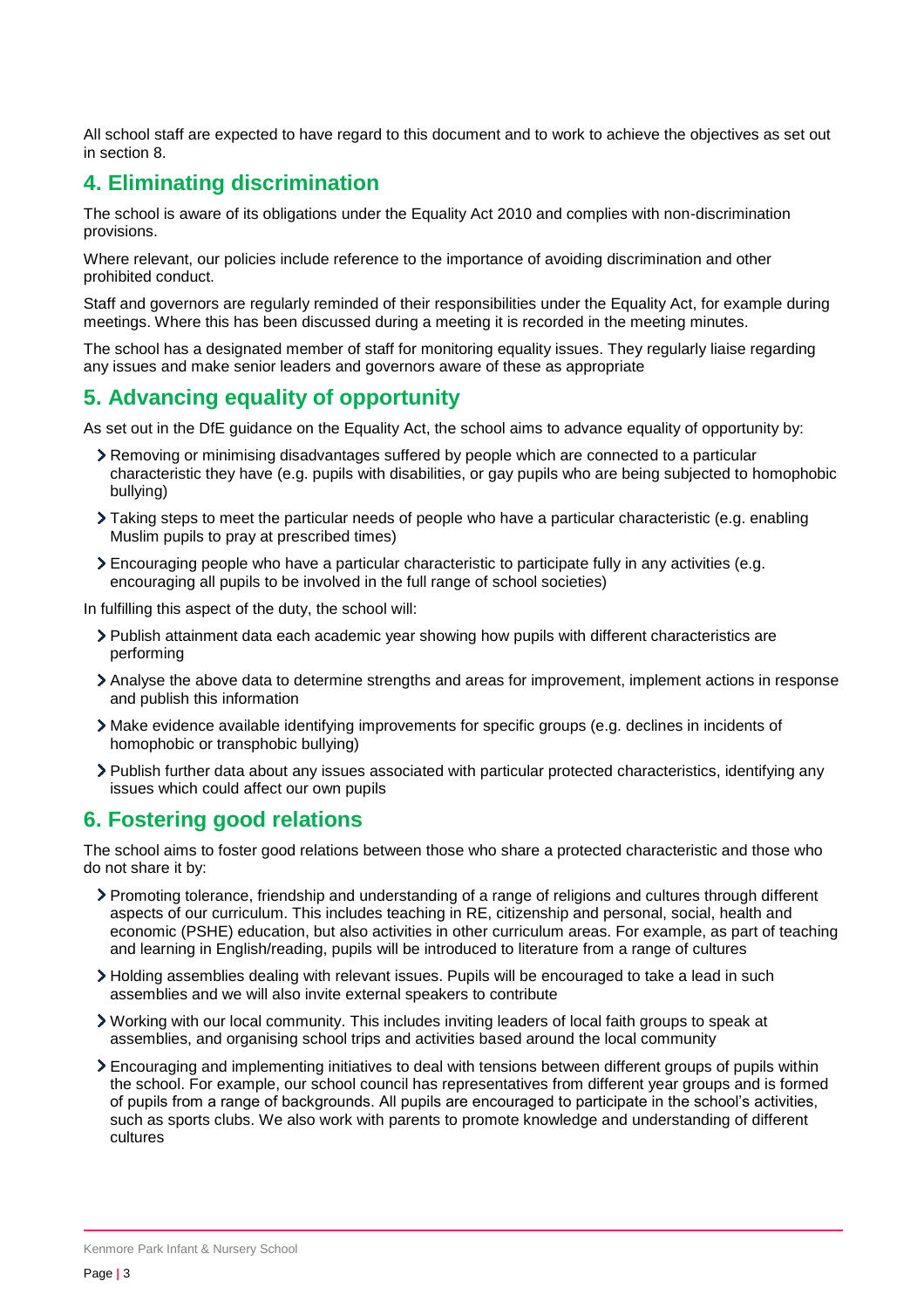All school staff are expected to have regard to this document and to work to achieve the objectives as set out in section 8.

## 4. Eliminating discrimination

The school is aware of its obligations under the Equality Act 2010 and complies with non-discrimination provisions.

Where relevant, our policies include reference to the importance of avoiding discrimination and other prohibited conduct.

Staff and governors are regularly reminded of their responsibilities under the Equality Act, for example during meetings. Where this has been discussed during a meeting it is recorded in the meeting minutes.

The school has a designated member of staff for monitoring equality issues. They regularly liaise regarding any issues and make senior leaders and governors aware of these as appropriate

## 5. Advancing equality of opportunity

As set out in the DfE guidance on the Equality Act, the school aims to advance equality of opportunity by:

- Removing or minimising disadvantages suffered by people which are connected to a particular characteristic they have (e.g. pupils with disabilities, or gay pupils who are being subjected to homophobic bullying)
- Taking steps to meet the particular needs of people who have a particular characteristic (e.g. enabling Muslim pupils to pray at prescribed times)
- Encouraging people who have a particular characteristic to participate fully in any activities (e.g. encouraging all pupils to be involved in the full range of school societies)

In fulfilling this aspect of the duty, the school will:

- Publish attainment data each academic year showing how pupils with different characteristics are performing
- Analyse the above data to determine strengths and areas for improvement, implement actions in response and publish this information
- Make evidence available identifying improvements for specific groups (e.g. declines in incidents of homophobic or transphobic bullying)
- Publish further data about any issues associated with particular protected characteristics, identifying any issues which could affect our own pupils

## 6. Fostering good relations

The school aims to foster good relations between those who share a protected characteristic and those who do not share it by:

- Promoting tolerance, friendship and understanding of a range of religions and cultures through different aspects of our curriculum. This includes teaching in RE, citizenship and personal, social, health and economic (PSHE) education, but also activities in other curriculum areas. For example, as part of teaching and learning in English/reading, pupils will be introduced to literature from a range of cultures
- Holding assemblies dealing with relevant issues. Pupils will be encouraged to take a lead in such assemblies and we will also invite external speakers to contribute
- Working with our local community. This includes inviting leaders of local faith groups to speak at assemblies, and organising school trips and activities based around the local community
- Encouraging and implementing initiatives to deal with tensions between different groups of pupils within the school. For example, our school council has representatives from different year groups and is formed of pupils from a range of backgrounds. All pupils are encouraged to participate in the school's activities, such as sports clubs. We also work with parents to promote knowledge and understanding of different cultures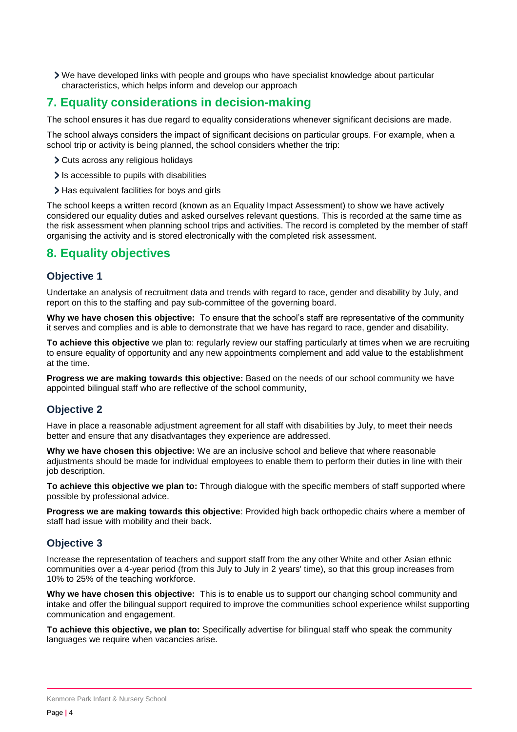- We have developed links with people and groups who have specialist knowledge about particular characteristics, which helps inform and develop our approach

## 7. Equality considerations in decision-making

The school ensures it has due regard to equality considerations whenever significant decisions are made.

The school always considers the impact of significant decisions on particular groups. For example, when a school trip or activity is being planned, the school considers whether the trip:

- Cuts across any religious holidays
- Is accessible to pupils with disabilities
- Has equivalent facilities for boys and girls

The school keeps a written record (known as an Equality Impact Assessment) to show we have actively considered our equality duties and asked ourselves relevant questions. This is recorded at the same time as the risk assessment when planning school trips and activities. The record is completed by the member of staff organising the activity and is stored electronically with the completed risk assessment.

## 8. Equality objectives

### Objective 1

Undertake an analysis of recruitment data and trends with regard to race, gender and disability by July, and report on this to the staffing and pay sub-committee of the governing board.

**Why we have chosen this objective:** To ensure that the school's staff are representative of the community it serves and complies and is able to demonstrate that we have has regard to race, gender and disability.

**To achieve this objective** we plan to: regularly review our staffing particularly at times when we are recruiting to ensure equality of opportunity and any new appointments complement and add value to the establishment at the time.

**Progress we are making towards this objective:** Based on the needs of our school community we have appointed bilingual staff who are reflective of the school community,

### Objective 2

Have in place a reasonable adjustment agreement for all staff with disabilities by July, to meet their needs better and ensure that any disadvantages they experience are addressed.

**Why we have chosen this objective:** We are an inclusive school and believe that where reasonable adjustments should be made for individual employees to enable them to perform their duties in line with their job description.

**To achieve this objective we plan to:** Through dialogue with the specific members of staff supported where possible by professional advice.

**Progress we are making towards this objective**: Provided high back orthopedic chairs where a member of staff had issue with mobility and their back.

### Objective 3

Increase the representation of teachers and support staff from the any other White and other Asian ethnic communities over a 4-year period (from this July to July in 2 years' time), so that this group increases from 10% to 25% of the teaching workforce.

**Why we have chosen this objective:** This is to enable us to support our changing school community and intake and offer the bilingual support required to improve the communities school experience whilst supporting communication and engagement.

**To achieve this objective, we plan to:** Specifically advertise for bilingual staff who speak the community languages we require when vacancies arise.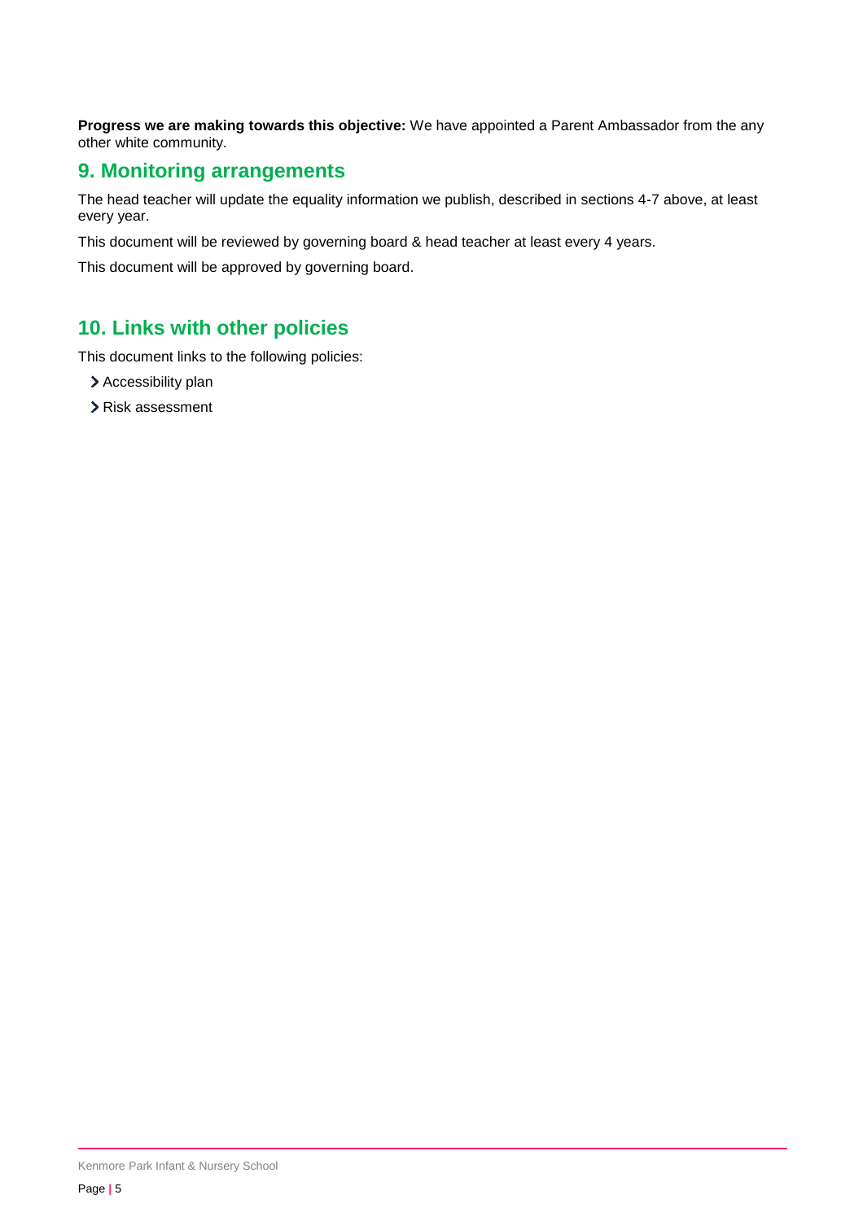**Progress we are making towards this objective:** We have appointed a Parent Ambassador from the any other white community.

## 9. Monitoring arrangements

The head teacher will update the equality information we publish, described in sections 4-7 above, at least every year.

This document will be reviewed by governing board & head teacher at least every 4 years.

This document will be approved by governing board.

## 10. Links with other policies

This document links to the following policies:

- Accessibility plan
- Risk assessment